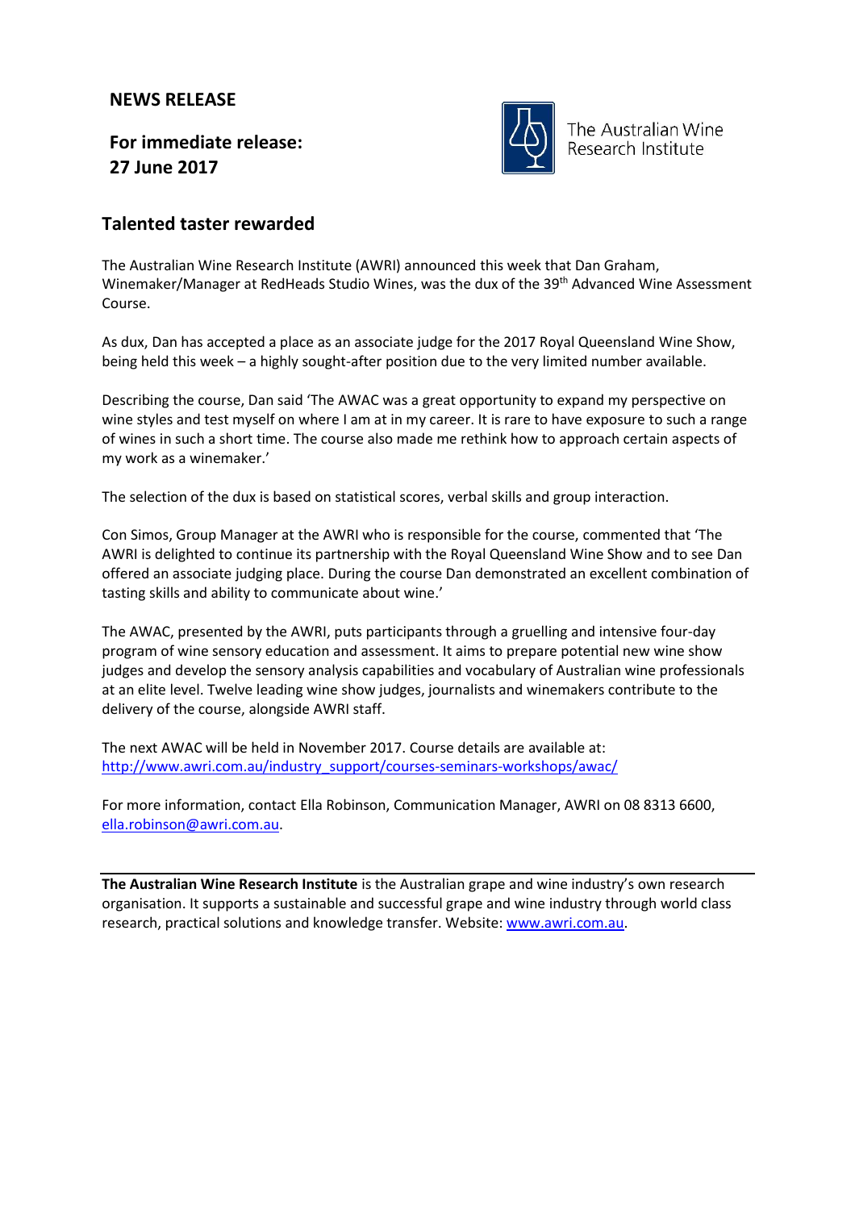**NEWS RELEASE**

**For immediate release:**
**27 June 2017**

The Australian Wine Research Institute

## Talented taster rewarded

The Australian Wine Research Institute (AWRI) announced this week that Dan Graham, Winemaker/Manager at RedHeads Studio Wines, was the dux of the 39th Advanced Wine Assessment Course.

As dux, Dan has accepted a place as an associate judge for the 2017 Royal Queensland Wine Show, being held this week – a highly sought-after position due to the very limited number available.

Describing the course, Dan said 'The AWAC was a great opportunity to expand my perspective on wine styles and test myself on where I am at in my career. It is rare to have exposure to such a range of wines in such a short time. The course also made me rethink how to approach certain aspects of my work as a winemaker.'

The selection of the dux is based on statistical scores, verbal skills and group interaction.

Con Simos, Group Manager at the AWRI who is responsible for the course, commented that 'The AWRI is delighted to continue its partnership with the Royal Queensland Wine Show and to see Dan offered an associate judging place. During the course Dan demonstrated an excellent combination of tasting skills and ability to communicate about wine.'

The AWAC, presented by the AWRI, puts participants through a gruelling and intensive four-day program of wine sensory education and assessment. It aims to prepare potential new wine show judges and develop the sensory analysis capabilities and vocabulary of Australian wine professionals at an elite level. Twelve leading wine show judges, journalists and winemakers contribute to the delivery of the course, alongside AWRI staff.

The next AWAC will be held in November 2017. Course details are available at: http://www.awri.com.au/industry_support/courses-seminars-workshops/awac/

For more information, contact Ella Robinson, Communication Manager, AWRI on 08 8313 6600, ella.robinson@awri.com.au.

---

**The Australian Wine Research Institute** is the Australian grape and wine industry's own research organisation. It supports a sustainable and successful grape and wine industry through world class research, practical solutions and knowledge transfer. Website: www.awri.com.au.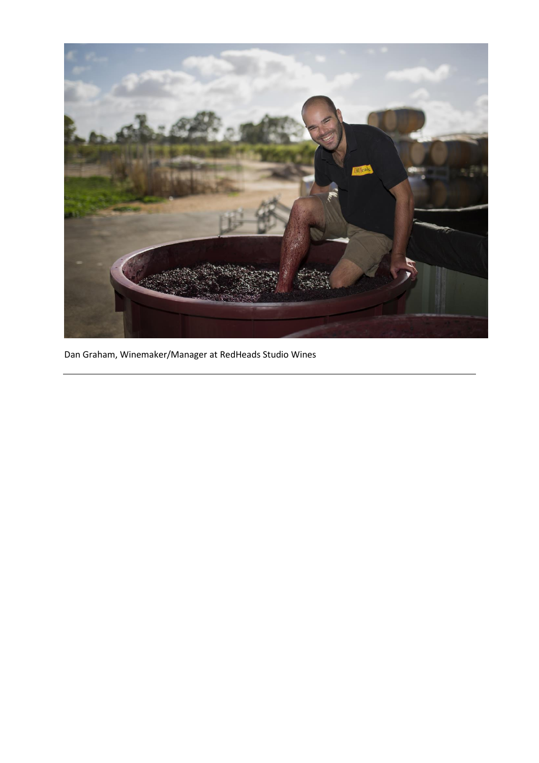Dan Graham, Winemaker/Manager at RedHeads Studio Wines

---